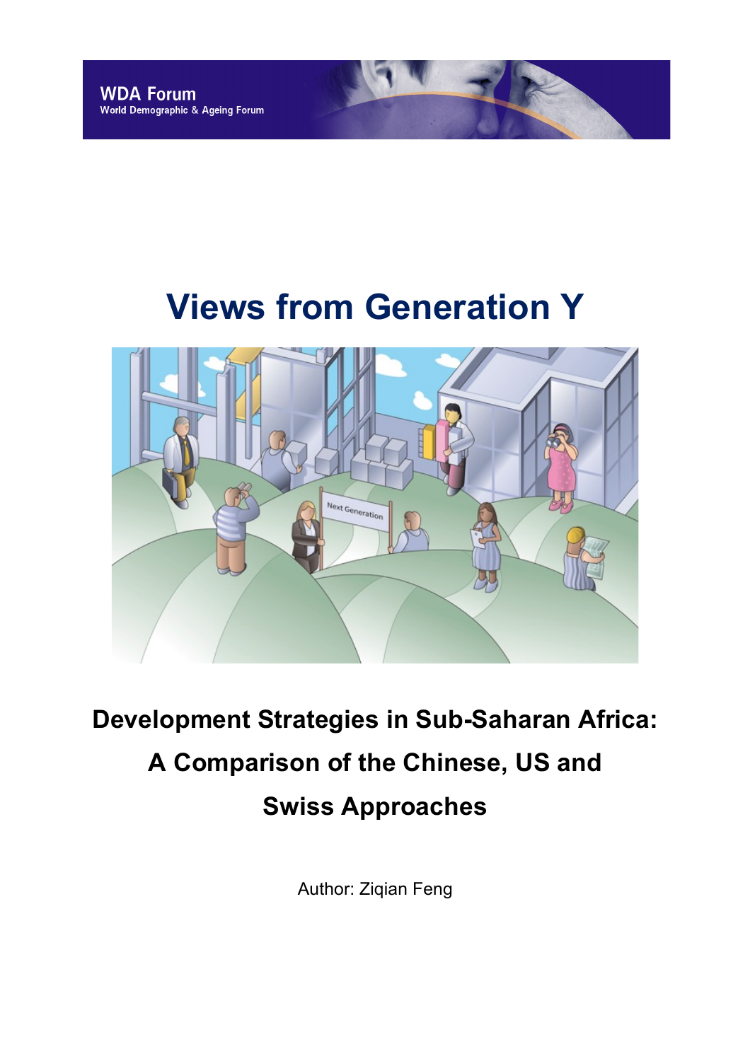WDA Forum
World Demographic & Ageing Forum

# Views from Generation Y

## Development Strategies in Sub-Saharan Africa: A Comparison of the Chinese, US and Swiss Approaches

Author: Ziqian Feng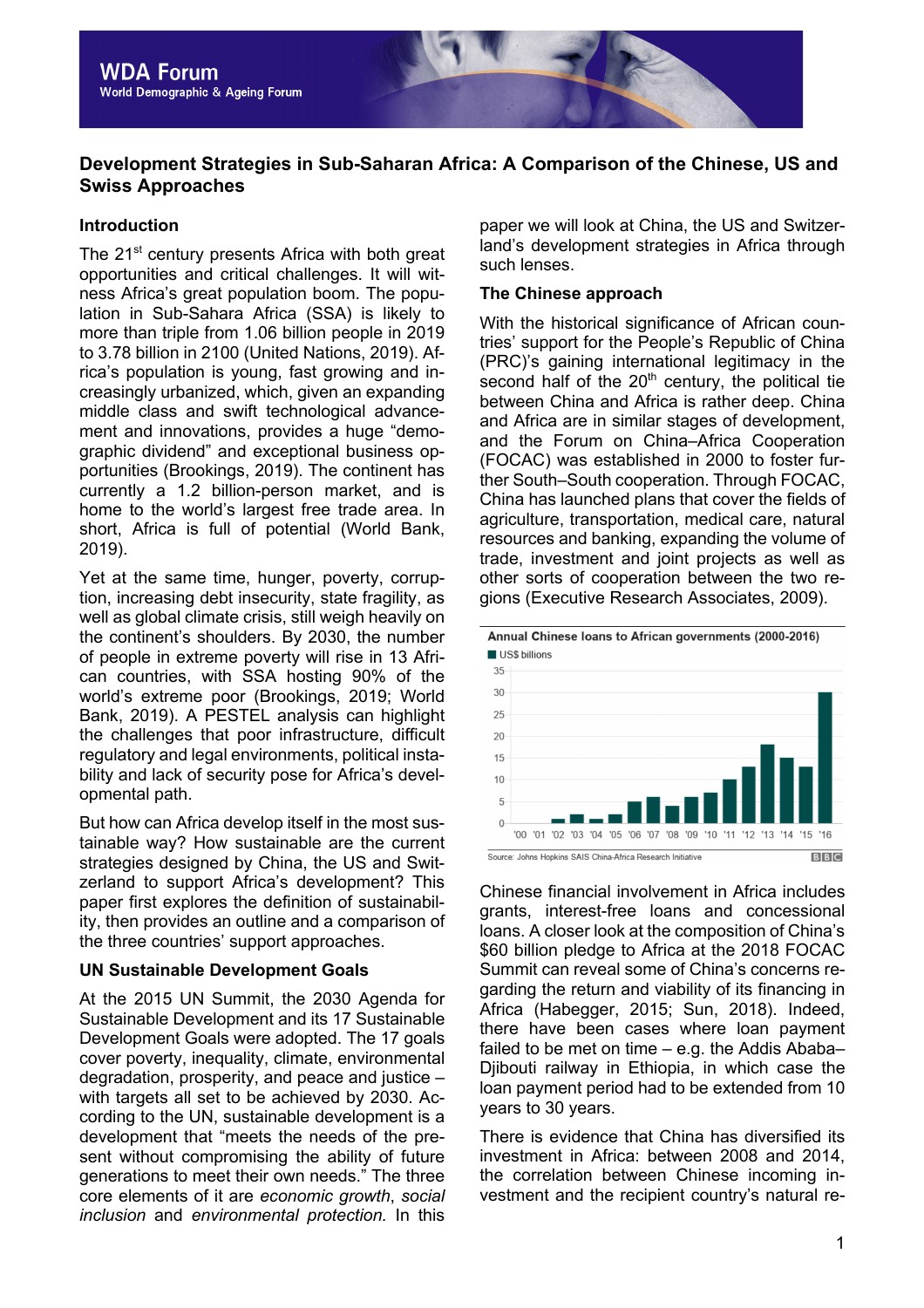## Development Strategies in Sub-Saharan Africa: A Comparison of the Chinese, US and Swiss Approaches

### Introduction

The 21st century presents Africa with both great opportunities and critical challenges. It will witness Africa's great population boom. The population in Sub-Sahara Africa (SSA) is likely to more than triple from 1.06 billion people in 2019 to 3.78 billion in 2100 (United Nations, 2019). Africa's population is young, fast growing and increasingly urbanized, which, given an expanding middle class and swift technological advancement and innovations, provides a huge "demographic dividend" and exceptional business opportunities (Brookings, 2019). The continent has currently a 1.2 billion-person market, and is home to the world's largest free trade area. In short, Africa is full of potential (World Bank, 2019).

Yet at the same time, hunger, poverty, corruption, increasing debt insecurity, state fragility, as well as global climate crisis, still weigh heavily on the continent's shoulders. By 2030, the number of people in extreme poverty will rise in 13 African countries, with SSA hosting 90% of the world's extreme poor (Brookings, 2019; World Bank, 2019). A PESTEL analysis can highlight the challenges that poor infrastructure, difficult regulatory and legal environments, political instability and lack of security pose for Africa's developmental path.

But how can Africa develop itself in the most sustainable way? How sustainable are the current strategies designed by China, the US and Switzerland to support Africa's development? This paper first explores the definition of sustainability, then provides an outline and a comparison of the three countries' support approaches.

### UN Sustainable Development Goals

At the 2015 UN Summit, the 2030 Agenda for Sustainable Development and its 17 Sustainable Development Goals were adopted. The 17 goals cover poverty, inequality, climate, environmental degradation, prosperity, and peace and justice – with targets all set to be achieved by 2030. According to the UN, sustainable development is a development that "meets the needs of the present without compromising the ability of future generations to meet their own needs." The three core elements of it are *economic growth*, *social inclusion* and *environmental protection.* In this paper we will look at China, the US and Switzerland's development strategies in Africa through such lenses.

### The Chinese approach

With the historical significance of African countries' support for the People's Republic of China (PRC)'s gaining international legitimacy in the second half of the 20th century, the political tie between China and Africa is rather deep. China and Africa are in similar stages of development, and the Forum on China–Africa Cooperation (FOCAC) was established in 2000 to foster further South–South cooperation. Through FOCAC, China has launched plans that cover the fields of agriculture, transportation, medical care, natural resources and banking, expanding the volume of trade, investment and joint projects as well as other sorts of cooperation between the two regions (Executive Research Associates, 2009).

**Annual Chinese loans to African governments (2000-2016)**

Source: Johns Hopkins SAIS China-Africa Research Initiative

Chinese financial involvement in Africa includes grants, interest-free loans and concessional loans. A closer look at the composition of China's $60 billion pledge to Africa at the 2018 FOCAC Summit can reveal some of China's concerns regarding the return and viability of its financing in Africa (Habegger, 2015; Sun, 2018). Indeed, there have been cases where loan payment failed to be met on time – e.g. the Addis Ababa–Djibouti railway in Ethiopia, in which case the loan payment period had to be extended from 10 years to 30 years.

There is evidence that China has diversified its investment in Africa: between 2008 and 2014, the correlation between Chinese incoming investment and the recipient country's natural re-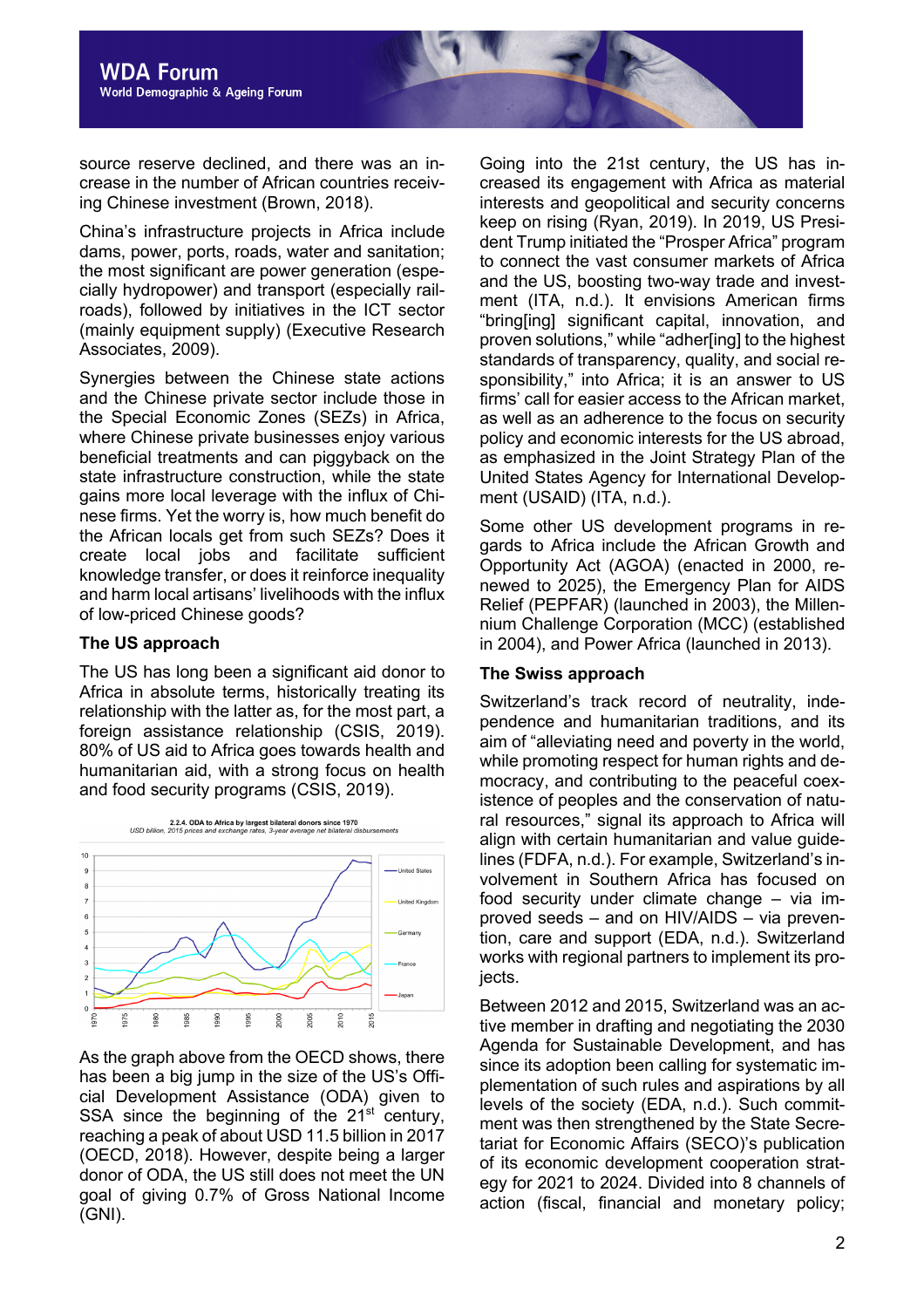source reserve declined, and there was an increase in the number of African countries receiving Chinese investment (Brown, 2018).

China's infrastructure projects in Africa include dams, power, ports, roads, water and sanitation; the most significant are power generation (especially hydropower) and transport (especially railroads), followed by initiatives in the ICT sector (mainly equipment supply) (Executive Research Associates, 2009).

Synergies between the Chinese state actions and the Chinese private sector include those in the Special Economic Zones (SEZs) in Africa, where Chinese private businesses enjoy various beneficial treatments and can piggyback on the state infrastructure construction, while the state gains more local leverage with the influx of Chinese firms. Yet the worry is, how much benefit do the African locals get from such SEZs? Does it create local jobs and facilitate sufficient knowledge transfer, or does it reinforce inequality and harm local artisans' livelihoods with the influx of low-priced Chinese goods?

### The US approach

The US has long been a significant aid donor to Africa in absolute terms, historically treating its relationship with the latter as, for the most part, a foreign assistance relationship (CSIS, 2019). 80% of US aid to Africa goes towards health and humanitarian aid, with a strong focus on health and food security programs (CSIS, 2019).

2.2.4. ODA to Africa by largest bilateral donors since 1970
USD billion, 2015 prices and exchange rates, 3-year average net bilateral disbursements

As the graph above from the OECD shows, there has been a big jump in the size of the US's Official Development Assistance (ODA) given to SSA since the beginning of the 21st century, reaching a peak of about USD 11.5 billion in 2017 (OECD, 2018). However, despite being a larger donor of ODA, the US still does not meet the UN goal of giving 0.7% of Gross National Income (GNI).

Going into the 21st century, the US has increased its engagement with Africa as material interests and geopolitical and security concerns keep on rising (Ryan, 2019). In 2019, US President Trump initiated the "Prosper Africa" program to connect the vast consumer markets of Africa and the US, boosting two-way trade and investment (ITA, n.d.). It envisions American firms "bring[ing] significant capital, innovation, and proven solutions," while "adher[ing] to the highest standards of transparency, quality, and social responsibility," into Africa; it is an answer to US firms' call for easier access to the African market, as well as an adherence to the focus on security policy and economic interests for the US abroad, as emphasized in the Joint Strategy Plan of the United States Agency for International Development (USAID) (ITA, n.d.).

Some other US development programs in regards to Africa include the African Growth and Opportunity Act (AGOA) (enacted in 2000, renewed to 2025), the Emergency Plan for AIDS Relief (PEPFAR) (launched in 2003), the Millennium Challenge Corporation (MCC) (established in 2004), and Power Africa (launched in 2013).

### The Swiss approach

Switzerland's track record of neutrality, independence and humanitarian traditions, and its aim of "alleviating need and poverty in the world, while promoting respect for human rights and democracy, and contributing to the peaceful coexistence of peoples and the conservation of natural resources," signal its approach to Africa will align with certain humanitarian and value guidelines (FDFA, n.d.). For example, Switzerland's involvement in Southern Africa has focused on food security under climate change – via improved seeds – and on HIV/AIDS – via prevention, care and support (EDA, n.d.). Switzerland works with regional partners to implement its projects.

Between 2012 and 2015, Switzerland was an active member in drafting and negotiating the 2030 Agenda for Sustainable Development, and has since its adoption been calling for systematic implementation of such rules and aspirations by all levels of the society (EDA, n.d.). Such commitment was then strengthened by the State Secretariat for Economic Affairs (SECO)'s publication of its economic development cooperation strategy for 2021 to 2024. Divided into 8 channels of action (fiscal, financial and monetary policy;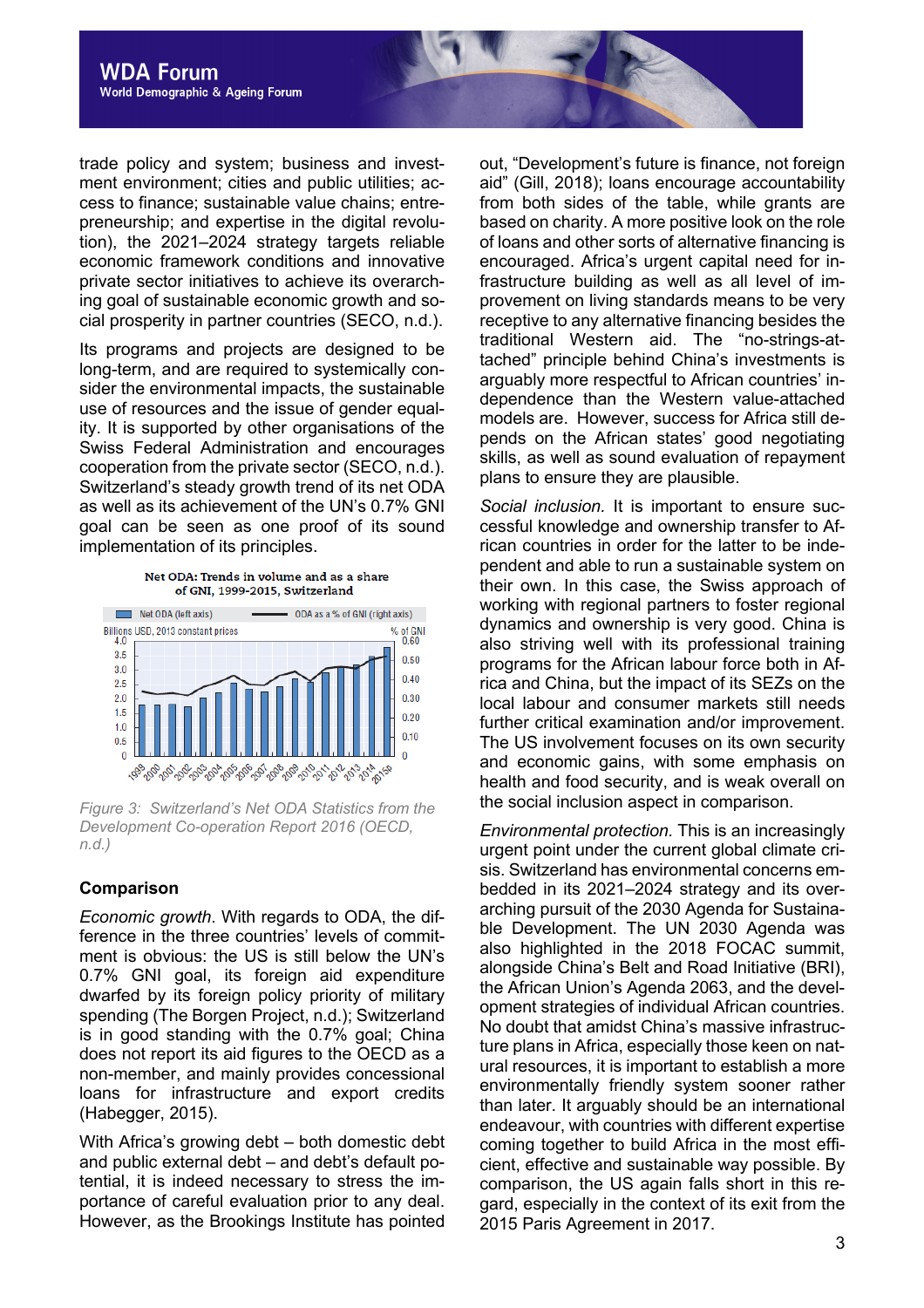trade policy and system; business and investment environment; cities and public utilities; access to finance; sustainable value chains; entrepreneurship; and expertise in the digital revolution), the 2021–2024 strategy targets reliable economic framework conditions and innovative private sector initiatives to achieve its overarching goal of sustainable economic growth and social prosperity in partner countries (SECO, n.d.).

Its programs and projects are designed to be long-term, and are required to systemically consider the environmental impacts, the sustainable use of resources and the issue of gender equality. It is supported by other organisations of the Swiss Federal Administration and encourages cooperation from the private sector (SECO, n.d.). Switzerland's steady growth trend of its net ODA as well as its achievement of the UN's 0.7% GNI goal can be seen as one proof of its sound implementation of its principles.

Net ODA: Trends in volume and as a share of GNI, 1999-2015, Switzerland

*Figure 3: Switzerland's Net ODA Statistics from the Development Co-operation Report 2016 (OECD, n.d.)*

## Comparison

*Economic growth*. With regards to ODA, the difference in the three countries' levels of commitment is obvious: the US is still below the UN's 0.7% GNI goal, its foreign aid expenditure dwarfed by its foreign policy priority of military spending (The Borgen Project, n.d.); Switzerland is in good standing with the 0.7% goal; China does not report its aid figures to the OECD as a non-member, and mainly provides concessional loans for infrastructure and export credits (Habegger, 2015).

With Africa's growing debt – both domestic debt and public external debt – and debt's default potential, it is indeed necessary to stress the importance of careful evaluation prior to any deal. However, as the Brookings Institute has pointed out, "Development's future is finance, not foreign aid" (Gill, 2018); loans encourage accountability from both sides of the table, while grants are based on charity. A more positive look on the role of loans and other sorts of alternative financing is encouraged. Africa's urgent capital need for infrastructure building as well as all level of improvement on living standards means to be very receptive to any alternative financing besides the traditional Western aid. The "no-strings-attached" principle behind China's investments is arguably more respectful to African countries' independence than the Western value-attached models are. However, success for Africa still depends on the African states' good negotiating skills, as well as sound evaluation of repayment plans to ensure they are plausible.

*Social inclusion.* It is important to ensure successful knowledge and ownership transfer to African countries in order for the latter to be independent and able to run a sustainable system on their own. In this case, the Swiss approach of working with regional partners to foster regional dynamics and ownership is very good. China is also striving well with its professional training programs for the African labour force both in Africa and China, but the impact of its SEZs on the local labour and consumer markets still needs further critical examination and/or improvement. The US involvement focuses on its own security and economic gains, with some emphasis on health and food security, and is weak overall on the social inclusion aspect in comparison.

*Environmental protection.* This is an increasingly urgent point under the current global climate crisis. Switzerland has environmental concerns embedded in its 2021–2024 strategy and its overarching pursuit of the 2030 Agenda for Sustainable Development. The UN 2030 Agenda was also highlighted in the 2018 FOCAC summit, alongside China's Belt and Road Initiative (BRI), the African Union's Agenda 2063, and the development strategies of individual African countries. No doubt that amidst China's massive infrastructure plans in Africa, especially those keen on natural resources, it is important to establish a more environmentally friendly system sooner rather than later. It arguably should be an international endeavour, with countries with different expertise coming together to build Africa in the most efficient, effective and sustainable way possible. By comparison, the US again falls short in this regard, especially in the context of its exit from the 2015 Paris Agreement in 2017.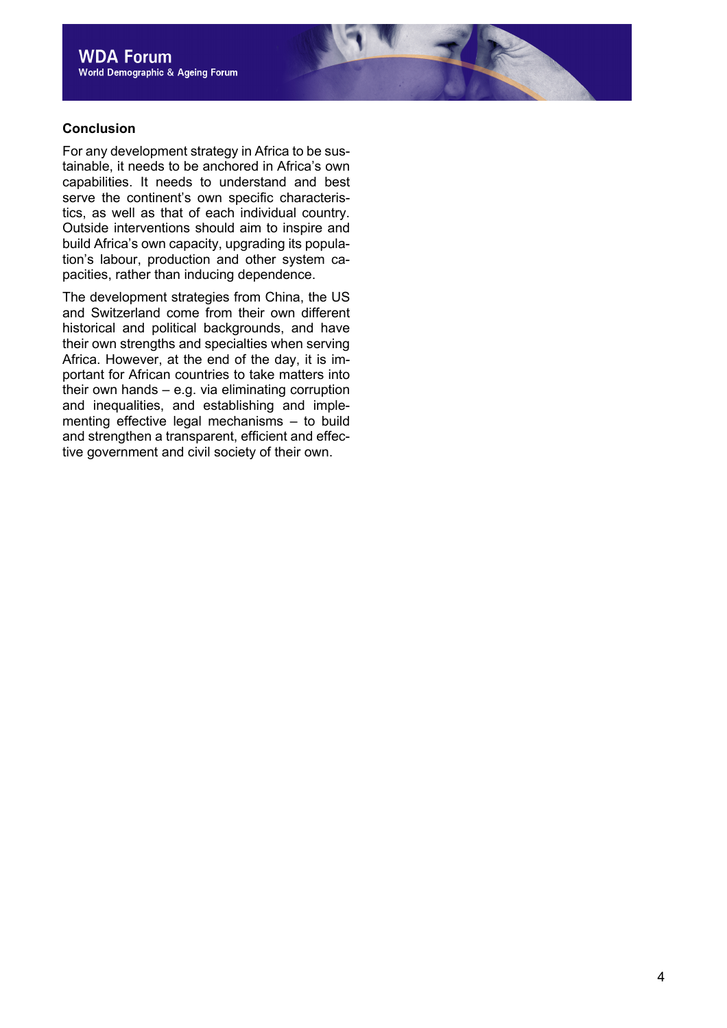## Conclusion

For any development strategy in Africa to be sustainable, it needs to be anchored in Africa's own capabilities. It needs to understand and best serve the continent's own specific characteristics, as well as that of each individual country. Outside interventions should aim to inspire and build Africa's own capacity, upgrading its population's labour, production and other system capacities, rather than inducing dependence.

The development strategies from China, the US and Switzerland come from their own different historical and political backgrounds, and have their own strengths and specialties when serving Africa. However, at the end of the day, it is important for African countries to take matters into their own hands – e.g. via eliminating corruption and inequalities, and establishing and implementing effective legal mechanisms – to build and strengthen a transparent, efficient and effective government and civil society of their own.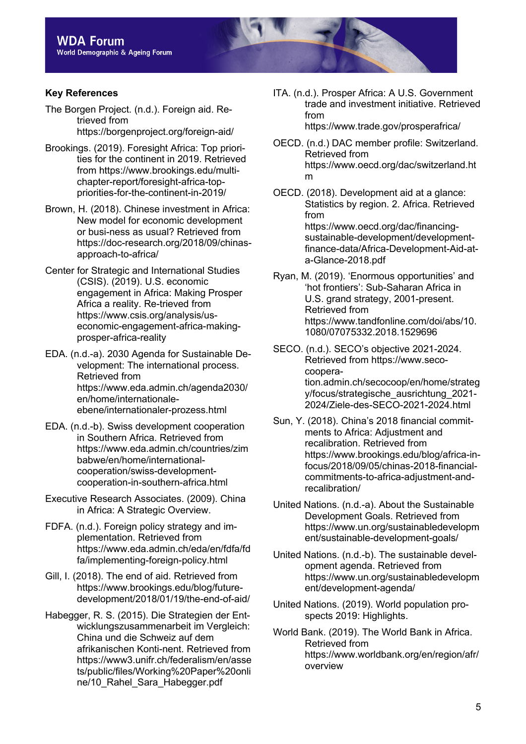## Key References

The Borgen Project. (n.d.). Foreign aid. Retrieved from https://borgenproject.org/foreign-aid/

Brookings. (2019). Foresight Africa: Top priorities for the continent in 2019. Retrieved from https://www.brookings.edu/multi-chapter-report/foresight-africa-top-priorities-for-the-continent-in-2019/

Brown, H. (2018). Chinese investment in Africa: New model for economic development or busi-ness as usual? Retrieved from https://doc-research.org/2018/09/chinas-approach-to-africa/

Center for Strategic and International Studies (CSIS). (2019). U.S. economic engagement in Africa: Making Prosper Africa a reality. Re-trieved from https://www.csis.org/analysis/us-economic-engagement-africa-making-prosper-africa-reality

EDA. (n.d.-a). 2030 Agenda for Sustainable Development: The international process. Retrieved from https://www.eda.admin.ch/agenda2030/en/home/internationale-ebene/internationaler-prozess.html

EDA. (n.d.-b). Swiss development cooperation in Southern Africa. Retrieved from https://www.eda.admin.ch/countries/zimbabwe/en/home/international-cooperation/swiss-development-cooperation-in-southern-africa.html

Executive Research Associates. (2009). China in Africa: A Strategic Overview.

FDFA. (n.d.). Foreign policy strategy and implementation. Retrieved from https://www.eda.admin.ch/eda/en/fdfa/fdfa/implementing-foreign-policy.html

Gill, I. (2018). The end of aid. Retrieved from https://www.brookings.edu/blog/future-development/2018/01/19/the-end-of-aid/

Habegger, R. S. (2015). Die Strategien der Entwicklungszusammenarbeit im Vergleich: China und die Schweiz auf dem afrikanischen Konti-nent. Retrieved from https://www3.unifr.ch/federalism/en/assets/public/files/Working%20Paper%20online/10_Rahel_Sara_Habegger.pdf

ITA. (n.d.). Prosper Africa: A U.S. Government trade and investment initiative. Retrieved from https://www.trade.gov/prosperafrica/

OECD. (n.d.) DAC member profile: Switzerland. Retrieved from https://www.oecd.org/dac/switzerland.htm

OECD. (2018). Development aid at a glance: Statistics by region. 2. Africa. Retrieved from https://www.oecd.org/dac/financing-sustainable-development/development-finance-data/Africa-Development-Aid-at-a-Glance-2018.pdf

Ryan, M. (2019). 'Enormous opportunities' and 'hot frontiers': Sub-Saharan Africa in U.S. grand strategy, 2001-present. Retrieved from https://www.tandfonline.com/doi/abs/10.1080/07075332.2018.1529696

SECO. (n.d.). SECO's objective 2021-2024. Retrieved from https://www.seco-coopera-tion.admin.ch/secocoop/en/home/strategy/focus/strategische_ausrichtung_2021-2024/Ziele-des-SECO-2021-2024.html

Sun, Y. (2018). China's 2018 financial commitments to Africa: Adjustment and recalibration. Retrieved from https://www.brookings.edu/blog/africa-in-focus/2018/09/05/chinas-2018-financial-commitments-to-africa-adjustment-and-recalibration/

United Nations. (n.d.-a). About the Sustainable Development Goals. Retrieved from https://www.un.org/sustainabledevelopment/sustainable-development-goals/

United Nations. (n.d.-b). The sustainable development agenda. Retrieved from https://www.un.org/sustainabledevelopment/development-agenda/

United Nations. (2019). World population prospects 2019: Highlights.

World Bank. (2019). The World Bank in Africa. Retrieved from https://www.worldbank.org/en/region/afr/overview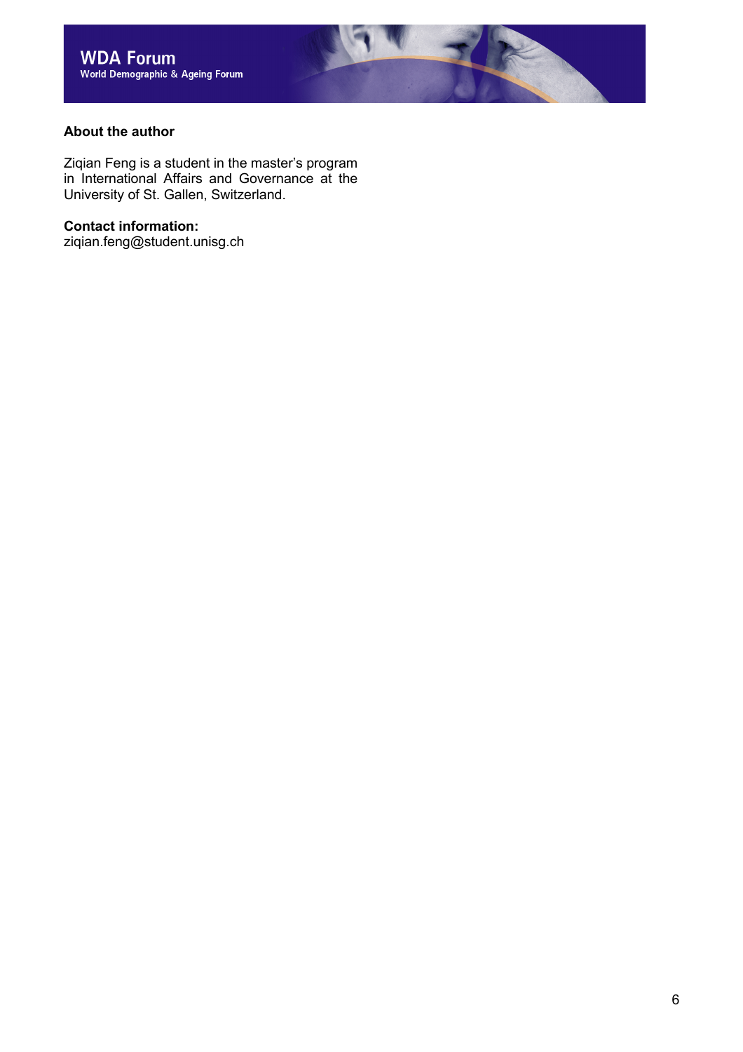**About the author**

Ziqian Feng is a student in the master's program in International Affairs and Governance at the University of St. Gallen, Switzerland.

**Contact information:**
ziqian.feng@student.unisg.ch